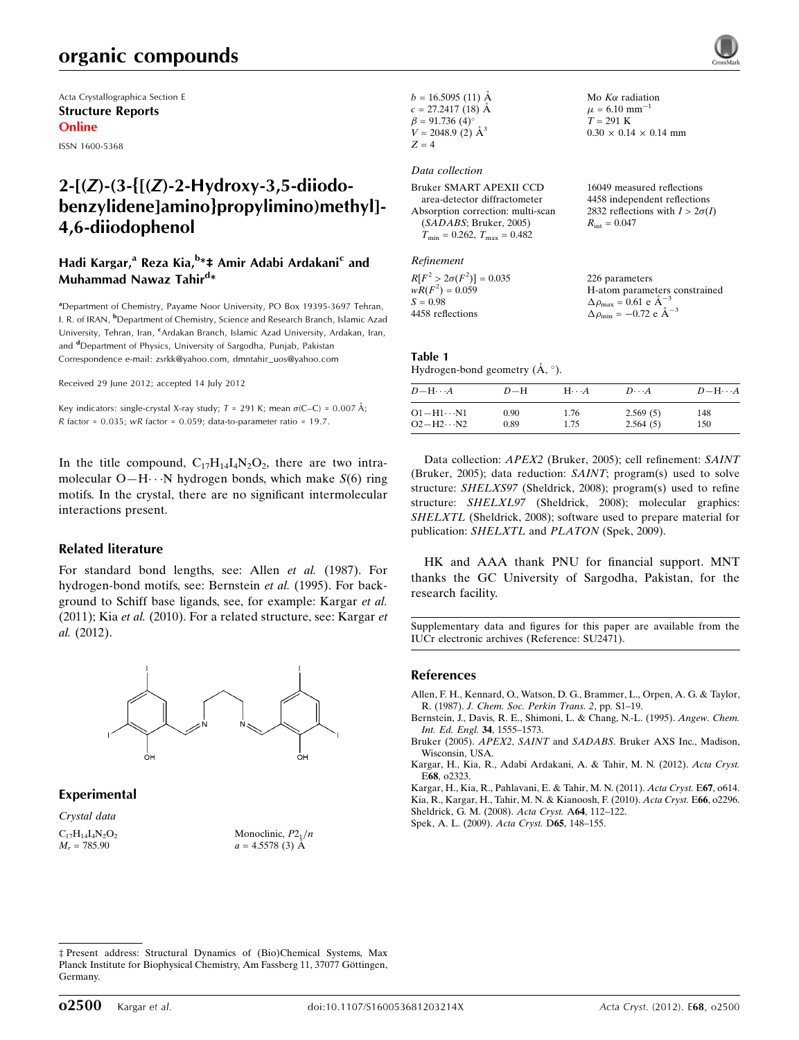Acta Crystallographica Section E

**Structure Reports Online**

ISSN 1600-5368

# 2-[(Z)-(3-{[(Z)-2-Hydroxy-3,5-diiodobenzylidene]amino}propylimino)methyl]-4,6-diiodophenol

**Hadi Kargar,[a] Reza Kia,[b]*‡ Amir Adabi Ardakani[c] and Muhammad Nawaz Tahir[d]***

[a]Department of Chemistry, Payame Noor University, PO Box 19395-3697 Tehran, I. R. of IRAN, [b]Department of Chemistry, Science and Research Branch, Islamic Azad University, Tehran, Iran, [c]Ardakan Branch, Islamic Azad University, Ardakan, Iran, and [d]Department of Physics, University of Sargodha, Punjab, Pakistan
Correspondence e-mail: zsrkk@yahoo.com, dmntahir_uos@yahoo.com

Received 29 June 2012; accepted 14 July 2012

Key indicators: single-crystal X-ray study; $T = 291$ K; mean $\sigma$(C–C) = 0.007 Å; $R$ factor = 0.035; $wR$ factor = 0.059; data-to-parameter ratio = 19.7.

In the title compound, $C_{17}H_{14}I_4N_2O_2$, there are two intramolecular O—H⋯N hydrogen bonds, which make $S$(6) ring motifs. In the crystal, there are no significant intermolecular interactions present.

## Related literature

For standard bond lengths, see: Allen *et al.* (1987). For hydrogen-bond motifs, see: Bernstein *et al.* (1995). For background to Schiff base ligands, see, for example: Kargar *et al.* (2011); Kia *et al.* (2010). For a related structure, see: Kargar *et al.* (2012).

## Experimental

*Crystal data*

$C_{17}H_{14}I_4N_2O_2$
$M_r = 785.90$
Monoclinic, $P2_1/n$
$a = 4.5578$ (3) Å
$b = 16.5095$ (11) Å
$c = 27.2417$ (18) Å
$\beta = 91.736$ (4)°
$V = 2048.9$ (2) Å$^3$
$Z = 4$
Mo $K\alpha$ radiation
$\mu = 6.10$ mm$^{-1}$
$T = 291$ K
0.30 × 0.14 × 0.14 mm

*Data collection*

Bruker SMART APEXII CCD area-detector diffractometer
Absorption correction: multi-scan (*SADABS*; Bruker, 2005)
$T_{min} = 0.262$, $T_{max} = 0.482$
16049 measured reflections
4458 independent reflections
2832 reflections with $I > 2\sigma(I)$
$R_{int} = 0.047$

*Refinement*

$R[F^2 > 2\sigma(F^2)] = 0.035$
$wR(F^2) = 0.059$
$S = 0.98$
4458 reflections
226 parameters
H-atom parameters constrained
$\Delta\rho_{max} = 0.61$ e Å$^{-3}$
$\Delta\rho_{min} = -0.72$ e Å$^{-3}$

**Table 1**
Hydrogen-bond geometry (Å, °).

| $D$—H⋯$A$ | $D$—H | H⋯$A$ | $D$⋯$A$ | $D$—H⋯$A$ |
|---|---|---|---|---|
| O1—H1⋯N1 | 0.90 | 1.76 | 2.569 (5) | 148 |
| O2—H2⋯N2 | 0.89 | 1.75 | 2.564 (5) | 150 |

Data collection: *APEX2* (Bruker, 2005); cell refinement: *SAINT* (Bruker, 2005); data reduction: *SAINT*; program(s) used to solve structure: *SHELXS97* (Sheldrick, 2008); program(s) used to refine structure: *SHELXL97* (Sheldrick, 2008); molecular graphics: *SHELXTL* (Sheldrick, 2008); software used to prepare material for publication: *SHELXTL* and *PLATON* (Spek, 2009).

HK and AAA thank PNU for financial support. MNT thanks the GC University of Sargodha, Pakistan, for the research facility.

Supplementary data and figures for this paper are available from the IUCr electronic archives (Reference: SU2471).

## References

Allen, F. H., Kennard, O., Watson, D. G., Brammer, L., Orpen, A. G. & Taylor, R. (1987). *J. Chem. Soc. Perkin Trans. 2*, pp. S1–19.
Bernstein, J., Davis, R. E., Shimoni, L. & Chang, N.-L. (1995). *Angew. Chem. Int. Ed. Engl.* **34**, 1555–1573.
Bruker (2005). *APEX2*, *SAINT* and *SADABS*. Bruker AXS Inc., Madison, Wisconsin, USA.
Kargar, H., Kia, R., Adabi Ardakani, A. & Tahir, M. N. (2012). *Acta Cryst.* E**68**, o2323.
Kargar, H., Kia, R., Pahlavani, E. & Tahir, M. N. (2011). *Acta Cryst.* E**67**, o614.
Kia, R., Kargar, H., Tahir, M. N. & Kianoosh, F. (2010). *Acta Cryst.* E**66**, o2296.
Sheldrick, G. M. (2008). *Acta Cryst.* A**64**, 112–122.
Spek, A. L. (2009). *Acta Cryst.* D**65**, 148–155.

‡ Present address: Structural Dynamics of (Bio)Chemical Systems, Max Planck Institute for Biophysical Chemistry, Am Fassberg 11, 37077 Göttingen, Germany.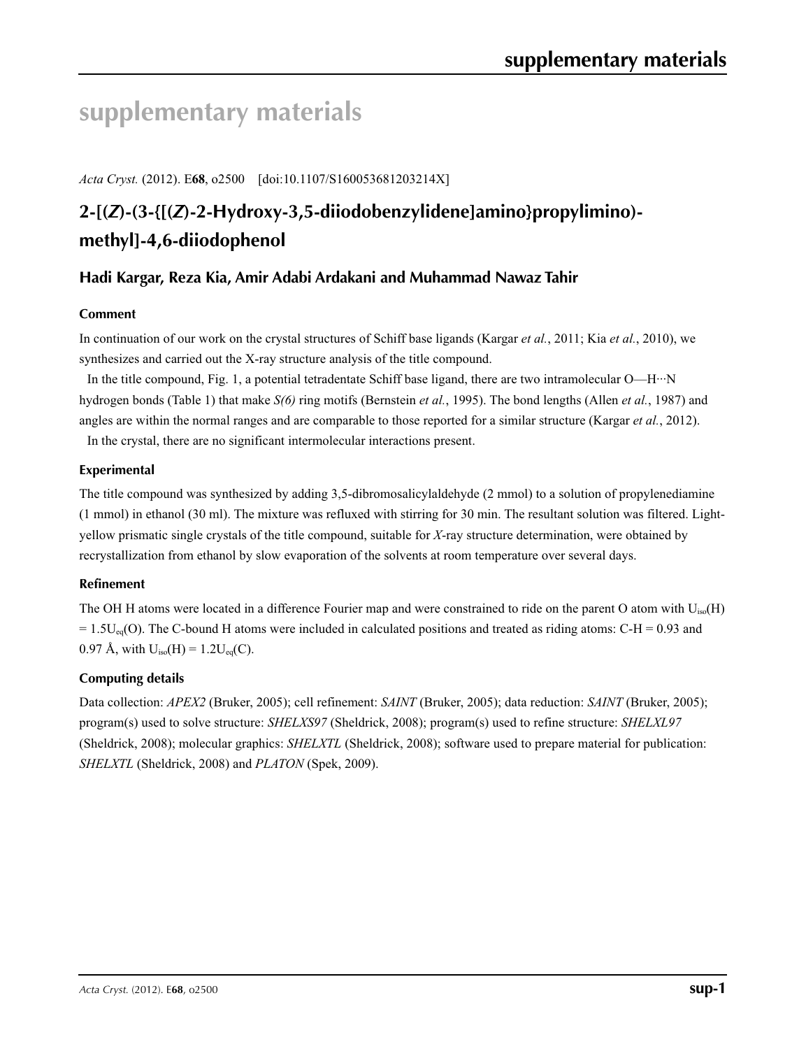# supplementary materials

*Acta Cryst.* (2012). E**68**, o2500 [doi:10.1107/S160053681203214X]

## 2-[(*Z*)-(3-{[(*Z*)-2-Hydroxy-3,5-diiodobenzylidene]amino}propylimino)-methyl]-4,6-diiodophenol

### Hadi Kargar, Reza Kia, Amir Adabi Ardakani and Muhammad Nawaz Tahir

#### Comment

In continuation of our work on the crystal structures of Schiff base ligands (Kargar *et al.*, 2011; Kia *et al.*, 2010), we synthesizes and carried out the X-ray structure analysis of the title compound.

In the title compound, Fig. 1, a potential tetradentate Schiff base ligand, there are two intramolecular O—H···N hydrogen bonds (Table 1) that make *S(6)* ring motifs (Bernstein *et al.*, 1995). The bond lengths (Allen *et al.*, 1987) and angles are within the normal ranges and are comparable to those reported for a similar structure (Kargar *et al.*, 2012).

In the crystal, there are no significant intermolecular interactions present.

#### Experimental

The title compound was synthesized by adding 3,5-dibromosalicylaldehyde (2 mmol) to a solution of propylenediamine (1 mmol) in ethanol (30 ml). The mixture was refluxed with stirring for 30 min. The resultant solution was filtered. Light-yellow prismatic single crystals of the title compound, suitable for *X*-ray structure determination, were obtained by recrystallization from ethanol by slow evaporation of the solvents at room temperature over several days.

#### Refinement

The OH H atoms were located in a difference Fourier map and were constrained to ride on the parent O atom with $U_{iso}(H) = 1.5U_{eq}(O)$. The C-bound H atoms were included in calculated positions and treated as riding atoms: C-H = 0.93 and 0.97 Å, with $U_{iso}(H) = 1.2U_{eq}(C)$.

#### Computing details

Data collection: *APEX2* (Bruker, 2005); cell refinement: *SAINT* (Bruker, 2005); data reduction: *SAINT* (Bruker, 2005); program(s) used to solve structure: *SHELXS97* (Sheldrick, 2008); program(s) used to refine structure: *SHELXL97* (Sheldrick, 2008); molecular graphics: *SHELXTL* (Sheldrick, 2008); software used to prepare material for publication: *SHELXTL* (Sheldrick, 2008) and *PLATON* (Spek, 2009).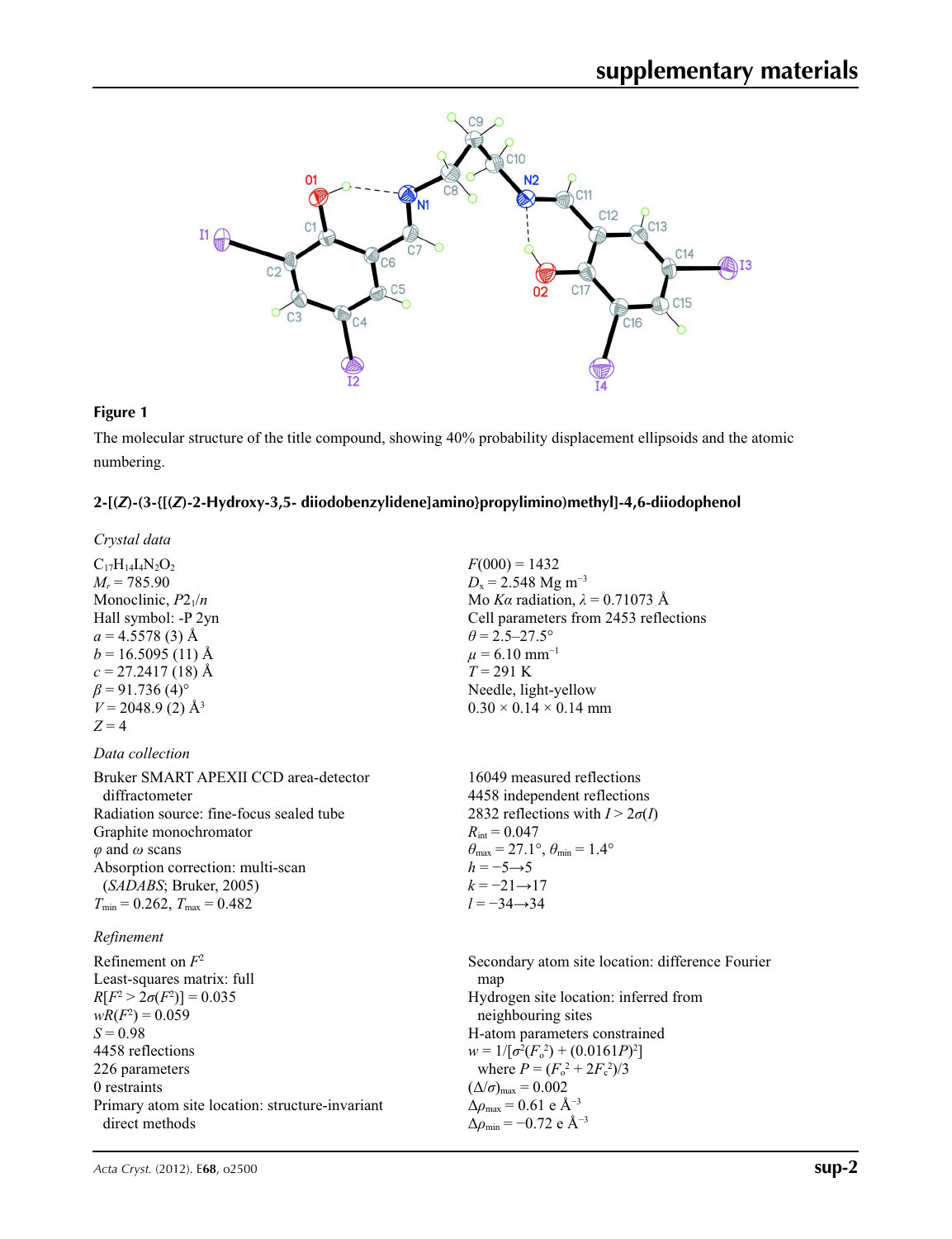**Figure 1**

The molecular structure of the title compound, showing 40% probability displacement ellipsoids and the atomic numbering.

## 2-[(*Z*)-(3-{[(*Z*)-2-Hydroxy-3,5- diiodobenzylidene]amino}propylimino)methyl]-4,6-diiodophenol

### *Crystal data*

$C_{17}H_{14}I_4N_2O_2$
$M_r = 785.90$
Monoclinic, $P2_1/n$
Hall symbol: -P 2yn
$a = 4.5578$ (3) Å
$b = 16.5095$ (11) Å
$c = 27.2417$ (18) Å
$\beta = 91.736$ (4)°
$V = 2048.9$ (2) Å$^3$
$Z = 4$
$F(000) = 1432$
$D_x = 2.548$ Mg m$^{-3}$
Mo $K\alpha$ radiation, $\lambda = 0.71073$ Å
Cell parameters from 2453 reflections
$\theta = 2.5$–27.5°
$\mu = 6.10$ mm$^{-1}$
$T = 291$ K
Needle, light-yellow
0.30 × 0.14 × 0.14 mm

### *Data collection*

Bruker SMART APEXII CCD area-detector diffractometer
Radiation source: fine-focus sealed tube
Graphite monochromator
$\varphi$ and $\omega$ scans
Absorption correction: multi-scan (*SADABS*; Bruker, 2005)
$T_{min} = 0.262$, $T_{max} = 0.482$
16049 measured reflections
4458 independent reflections
2832 reflections with $I > 2\sigma(I)$
$R_{int} = 0.047$
$\theta_{max} = 27.1°$, $\theta_{min} = 1.4°$
$h = -5 \rightarrow 5$
$k = -21 \rightarrow 17$
$l = -34 \rightarrow 34$

### *Refinement*

Refinement on $F^2$
Least-squares matrix: full
$R[F^2 > 2\sigma(F^2)] = 0.035$
$wR(F^2) = 0.059$
$S = 0.98$
4458 reflections
226 parameters
0 restraints
Primary atom site location: structure-invariant direct methods
Secondary atom site location: difference Fourier map
Hydrogen site location: inferred from neighbouring sites
H-atom parameters constrained
$w = 1/[\sigma^2(F_o^2) + (0.0161P)^2]$
where $P = (F_o^2 + 2F_c^2)/3$
$(\Delta/\sigma)_{max} = 0.002$
$\Delta\rho_{max} = 0.61$ e Å$^{-3}$
$\Delta\rho_{min} = -0.72$ e Å$^{-3}$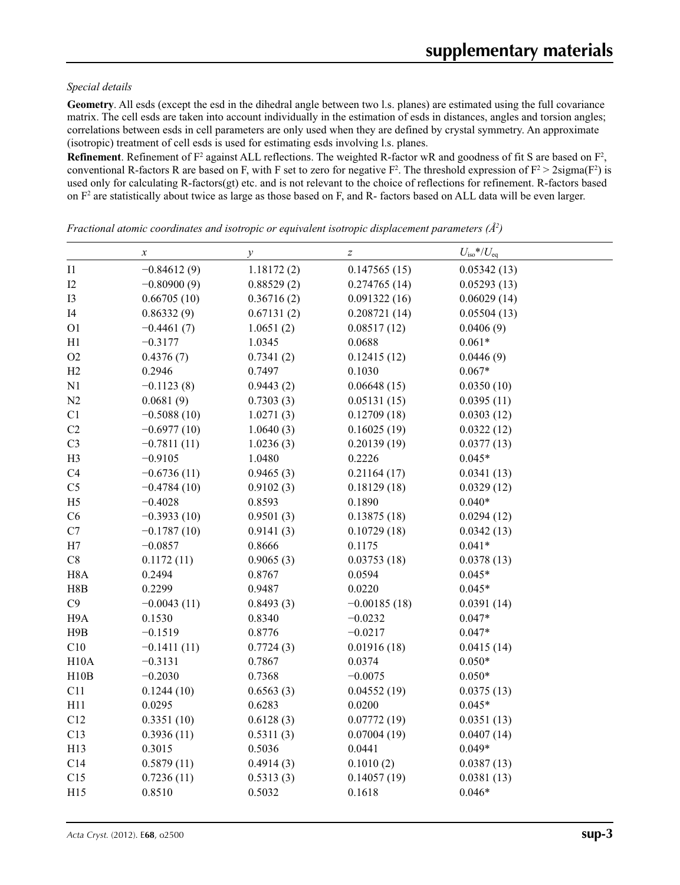*Special details*

**Geometry**. All esds (except the esd in the dihedral angle between two l.s. planes) are estimated using the full covariance matrix. The cell esds are taken into account individually in the estimation of esds in distances, angles and torsion angles; correlations between esds in cell parameters are only used when they are defined by crystal symmetry. An approximate (isotropic) treatment of cell esds is used for estimating esds involving l.s. planes.

**Refinement**. Refinement of $F^2$ against ALL reflections. The weighted R-factor wR and goodness of fit S are based on $F^2$, conventional R-factors R are based on F, with F set to zero for negative $F^2$. The threshold expression of $F^2 > 2\text{sigma}(F^2)$ is used only for calculating R-factors(gt) etc. and is not relevant to the choice of reflections for refinement. R-factors based on $F^2$ are statistically about twice as large as those based on F, and R- factors based on ALL data will be even larger.

*Fractional atomic coordinates and isotropic or equivalent isotropic displacement parameters (Å²)*

| | *x* | *y* | *z* | $U_{iso}$*/$U_{eq}$ |
|---|---|---|---|---|
| I1 | −0.84612 (9) | 1.18172 (2) | 0.147565 (15) | 0.05342 (13) |
| I2 | −0.80900 (9) | 0.88529 (2) | 0.274765 (14) | 0.05293 (13) |
| I3 | 0.66705 (10) | 0.36716 (2) | 0.091322 (16) | 0.06029 (14) |
| I4 | 0.86332 (9) | 0.67131 (2) | 0.208721 (14) | 0.05504 (13) |
| O1 | −0.4461 (7) | 1.0651 (2) | 0.08517 (12) | 0.0406 (9) |
| H1 | −0.3177 | 1.0345 | 0.0688 | 0.061* |
| O2 | 0.4376 (7) | 0.7341 (2) | 0.12415 (12) | 0.0446 (9) |
| H2 | 0.2946 | 0.7497 | 0.1030 | 0.067* |
| N1 | −0.1123 (8) | 0.9443 (2) | 0.06648 (15) | 0.0350 (10) |
| N2 | 0.0681 (9) | 0.7303 (3) | 0.05131 (15) | 0.0395 (11) |
| C1 | −0.5088 (10) | 1.0271 (3) | 0.12709 (18) | 0.0303 (12) |
| C2 | −0.6977 (10) | 1.0640 (3) | 0.16025 (19) | 0.0322 (12) |
| C3 | −0.7811 (11) | 1.0236 (3) | 0.20139 (19) | 0.0377 (13) |
| H3 | −0.9105 | 1.0480 | 0.2226 | 0.045* |
| C4 | −0.6736 (11) | 0.9465 (3) | 0.21164 (17) | 0.0341 (13) |
| C5 | −0.4784 (10) | 0.9102 (3) | 0.18129 (18) | 0.0329 (12) |
| H5 | −0.4028 | 0.8593 | 0.1890 | 0.040* |
| C6 | −0.3933 (10) | 0.9501 (3) | 0.13875 (18) | 0.0294 (12) |
| C7 | −0.1787 (10) | 0.9141 (3) | 0.10729 (18) | 0.0342 (13) |
| H7 | −0.0857 | 0.8666 | 0.1175 | 0.041* |
| C8 | 0.1172 (11) | 0.9065 (3) | 0.03753 (18) | 0.0378 (13) |
| H8A | 0.2494 | 0.8767 | 0.0594 | 0.045* |
| H8B | 0.2299 | 0.9487 | 0.0220 | 0.045* |
| C9 | −0.0043 (11) | 0.8493 (3) | −0.00185 (18) | 0.0391 (14) |
| H9A | 0.1530 | 0.8340 | −0.0232 | 0.047* |
| H9B | −0.1519 | 0.8776 | −0.0217 | 0.047* |
| C10 | −0.1411 (11) | 0.7724 (3) | 0.01916 (18) | 0.0415 (14) |
| H10A | −0.3131 | 0.7867 | 0.0374 | 0.050* |
| H10B | −0.2030 | 0.7368 | −0.0075 | 0.050* |
| C11 | 0.1244 (10) | 0.6563 (3) | 0.04552 (19) | 0.0375 (13) |
| H11 | 0.0295 | 0.6283 | 0.0200 | 0.045* |
| C12 | 0.3351 (10) | 0.6128 (3) | 0.07772 (19) | 0.0351 (13) |
| C13 | 0.3936 (11) | 0.5311 (3) | 0.07004 (19) | 0.0407 (14) |
| H13 | 0.3015 | 0.5036 | 0.0441 | 0.049* |
| C14 | 0.5879 (11) | 0.4914 (3) | 0.1010 (2) | 0.0387 (13) |
| C15 | 0.7236 (11) | 0.5313 (3) | 0.14057 (19) | 0.0381 (13) |
| H15 | 0.8510 | 0.5032 | 0.1618 | 0.046* |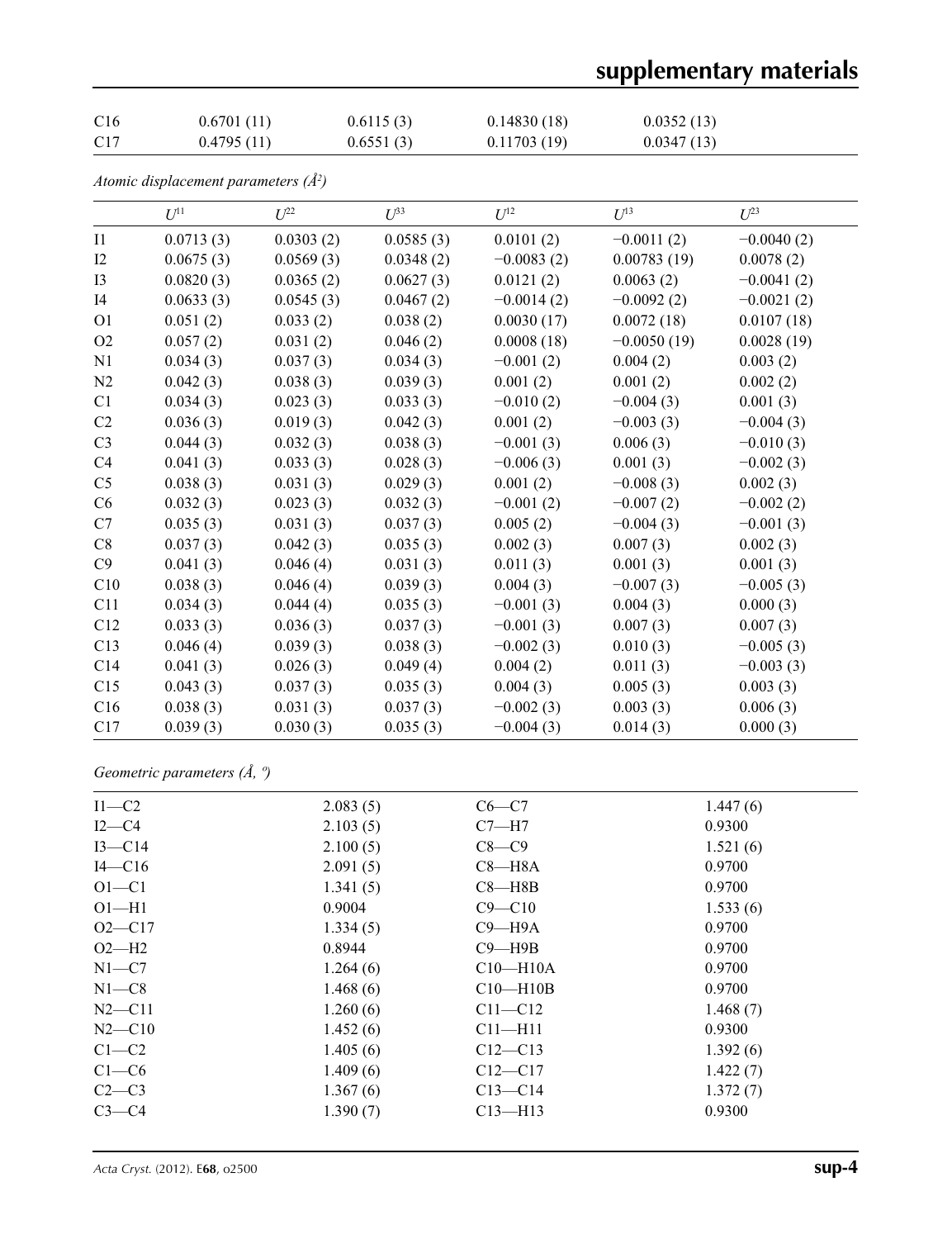| | | | | |
|---|---|---|---|---|
| C16 | 0.6701 (11) | 0.6115 (3) | 0.14830 (18) | 0.0352 (13) |
| C17 | 0.4795 (11) | 0.6551 (3) | 0.11703 (19) | 0.0347 (13) |

*Atomic displacement parameters ($Å^2$)*

| | $U^{11}$ | $U^{22}$ | $U^{33}$ | $U^{12}$ | $U^{13}$ | $U^{23}$ |
|---|---|---|---|---|---|---|
| I1 | 0.0713 (3) | 0.0303 (2) | 0.0585 (3) | 0.0101 (2) | −0.0011 (2) | −0.0040 (2) |
| I2 | 0.0675 (3) | 0.0569 (3) | 0.0348 (2) | −0.0083 (2) | 0.00783 (19) | 0.0078 (2) |
| I3 | 0.0820 (3) | 0.0365 (2) | 0.0627 (3) | 0.0121 (2) | 0.0063 (2) | −0.0041 (2) |
| I4 | 0.0633 (3) | 0.0545 (3) | 0.0467 (2) | −0.0014 (2) | −0.0092 (2) | −0.0021 (2) |
| O1 | 0.051 (2) | 0.033 (2) | 0.038 (2) | 0.0030 (17) | 0.0072 (18) | 0.0107 (18) |
| O2 | 0.057 (2) | 0.031 (2) | 0.046 (2) | 0.0008 (18) | −0.0050 (19) | 0.0028 (19) |
| N1 | 0.034 (3) | 0.037 (3) | 0.034 (3) | −0.001 (2) | 0.004 (2) | 0.003 (2) |
| N2 | 0.042 (3) | 0.038 (3) | 0.039 (3) | 0.001 (2) | 0.001 (2) | 0.002 (2) |
| C1 | 0.034 (3) | 0.023 (3) | 0.033 (3) | −0.010 (2) | −0.004 (3) | 0.001 (3) |
| C2 | 0.036 (3) | 0.019 (3) | 0.042 (3) | 0.001 (2) | −0.003 (3) | −0.004 (3) |
| C3 | 0.044 (3) | 0.032 (3) | 0.038 (3) | −0.001 (3) | 0.006 (3) | −0.010 (3) |
| C4 | 0.041 (3) | 0.033 (3) | 0.028 (3) | −0.006 (3) | 0.001 (3) | −0.002 (3) |
| C5 | 0.038 (3) | 0.031 (3) | 0.029 (3) | 0.001 (2) | −0.008 (3) | 0.002 (3) |
| C6 | 0.032 (3) | 0.023 (3) | 0.032 (3) | −0.001 (2) | −0.007 (2) | −0.002 (2) |
| C7 | 0.035 (3) | 0.031 (3) | 0.037 (3) | 0.005 (2) | −0.004 (3) | −0.001 (3) |
| C8 | 0.037 (3) | 0.042 (3) | 0.035 (3) | 0.002 (3) | 0.007 (3) | 0.002 (3) |
| C9 | 0.041 (3) | 0.046 (4) | 0.031 (3) | 0.011 (3) | 0.001 (3) | 0.001 (3) |
| C10 | 0.038 (3) | 0.046 (4) | 0.039 (3) | 0.004 (3) | −0.007 (3) | −0.005 (3) |
| C11 | 0.034 (3) | 0.044 (4) | 0.035 (3) | −0.001 (3) | 0.004 (3) | 0.000 (3) |
| C12 | 0.033 (3) | 0.036 (3) | 0.037 (3) | −0.001 (3) | 0.007 (3) | 0.007 (3) |
| C13 | 0.046 (4) | 0.039 (3) | 0.038 (3) | −0.002 (3) | 0.010 (3) | −0.005 (3) |
| C14 | 0.041 (3) | 0.026 (3) | 0.049 (4) | 0.004 (2) | 0.011 (3) | −0.003 (3) |
| C15 | 0.043 (3) | 0.037 (3) | 0.035 (3) | 0.004 (3) | 0.005 (3) | 0.003 (3) |
| C16 | 0.038 (3) | 0.031 (3) | 0.037 (3) | −0.002 (3) | 0.003 (3) | 0.006 (3) |
| C17 | 0.039 (3) | 0.030 (3) | 0.035 (3) | −0.004 (3) | 0.014 (3) | 0.000 (3) |

*Geometric parameters (Å, º)*

| | | | |
|---|---|---|---|
| I1—C2 | 2.083 (5) | C6—C7 | 1.447 (6) |
| I2—C4 | 2.103 (5) | C7—H7 | 0.9300 |
| I3—C14 | 2.100 (5) | C8—C9 | 1.521 (6) |
| I4—C16 | 2.091 (5) | C8—H8A | 0.9700 |
| O1—C1 | 1.341 (5) | C8—H8B | 0.9700 |
| O1—H1 | 0.9004 | C9—C10 | 1.533 (6) |
| O2—C17 | 1.334 (5) | C9—H9A | 0.9700 |
| O2—H2 | 0.8944 | C9—H9B | 0.9700 |
| N1—C7 | 1.264 (6) | C10—H10A | 0.9700 |
| N1—C8 | 1.468 (6) | C10—H10B | 0.9700 |
| N2—C11 | 1.260 (6) | C11—C12 | 1.468 (7) |
| N2—C10 | 1.452 (6) | C11—H11 | 0.9300 |
| C1—C2 | 1.405 (6) | C12—C13 | 1.392 (6) |
| C1—C6 | 1.409 (6) | C12—C17 | 1.422 (7) |
| C2—C3 | 1.367 (6) | C13—C14 | 1.372 (7) |
| C3—C4 | 1.390 (7) | C13—H13 | 0.9300 |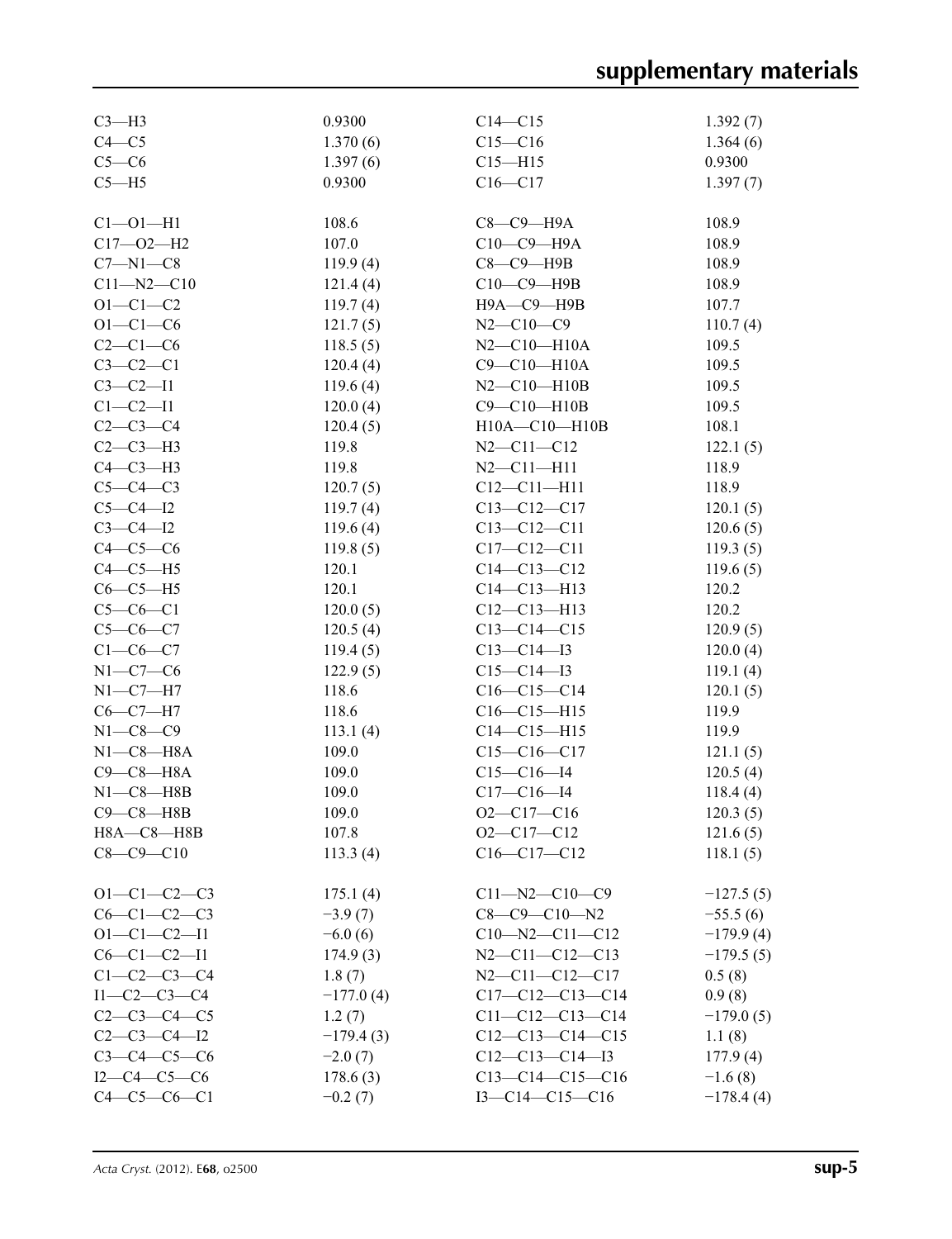| | | | |
|---|---|---|---|
| C3—H3 | 0.9300 | C14—C15 | 1.392 (7) |
| C4—C5 | 1.370 (6) | C15—C16 | 1.364 (6) |
| C5—C6 | 1.397 (6) | C15—H15 | 0.9300 |
| C5—H5 | 0.9300 | C16—C17 | 1.397 (7) |

| | | | |
|---|---|---|---|
| C1—O1—H1 | 108.6 | C8—C9—H9A | 108.9 |
| C17—O2—H2 | 107.0 | C10—C9—H9A | 108.9 |
| C7—N1—C8 | 119.9 (4) | C8—C9—H9B | 108.9 |
| C11—N2—C10 | 121.4 (4) | C10—C9—H9B | 108.9 |
| O1—C1—C2 | 119.7 (4) | H9A—C9—H9B | 107.7 |
| O1—C1—C6 | 121.7 (5) | N2—C10—C9 | 110.7 (4) |
| C2—C1—C6 | 118.5 (5) | N2—C10—H10A | 109.5 |
| C3—C2—C1 | 120.4 (4) | C9—C10—H10A | 109.5 |
| C3—C2—I1 | 119.6 (4) | N2—C10—H10B | 109.5 |
| C1—C2—I1 | 120.0 (4) | C9—C10—H10B | 109.5 |
| C2—C3—C4 | 120.4 (5) | H10A—C10—H10B | 108.1 |
| C2—C3—H3 | 119.8 | N2—C11—C12 | 122.1 (5) |
| C4—C3—H3 | 119.8 | N2—C11—H11 | 118.9 |
| C5—C4—C3 | 120.7 (5) | C12—C11—H11 | 118.9 |
| C5—C4—I2 | 119.7 (4) | C13—C12—C17 | 120.1 (5) |
| C3—C4—I2 | 119.6 (4) | C13—C12—C11 | 120.6 (5) |
| C4—C5—C6 | 119.8 (5) | C17—C12—C11 | 119.3 (5) |
| C4—C5—H5 | 120.1 | C14—C13—C12 | 119.6 (5) |
| C6—C5—H5 | 120.1 | C14—C13—H13 | 120.2 |
| C5—C6—C1 | 120.0 (5) | C12—C13—H13 | 120.2 |
| C5—C6—C7 | 120.5 (4) | C13—C14—C15 | 120.9 (5) |
| C1—C6—C7 | 119.4 (5) | C13—C14—I3 | 120.0 (4) |
| N1—C7—C6 | 122.9 (5) | C15—C14—I3 | 119.1 (4) |
| N1—C7—H7 | 118.6 | C16—C15—C14 | 120.1 (5) |
| C6—C7—H7 | 118.6 | C16—C15—H15 | 119.9 |
| N1—C8—C9 | 113.1 (4) | C14—C15—H15 | 119.9 |
| N1—C8—H8A | 109.0 | C15—C16—C17 | 121.1 (5) |
| C9—C8—H8A | 109.0 | C15—C16—I4 | 120.5 (4) |
| N1—C8—H8B | 109.0 | C17—C16—I4 | 118.4 (4) |
| C9—C8—H8B | 109.0 | O2—C17—C16 | 120.3 (5) |
| H8A—C8—H8B | 107.8 | O2—C17—C12 | 121.6 (5) |
| C8—C9—C10 | 113.3 (4) | C16—C17—C12 | 118.1 (5) |

| | | | |
|---|---|---|---|
| O1—C1—C2—C3 | 175.1 (4) | C11—N2—C10—C9 | −127.5 (5) |
| C6—C1—C2—C3 | −3.9 (7) | C8—C9—C10—N2 | −55.5 (6) |
| O1—C1—C2—I1 | −6.0 (6) | C10—N2—C11—C12 | −179.9 (4) |
| C6—C1—C2—I1 | 174.9 (3) | N2—C11—C12—C13 | −179.5 (5) |
| C1—C2—C3—C4 | 1.8 (7) | N2—C11—C12—C17 | 0.5 (8) |
| I1—C2—C3—C4 | −177.0 (4) | C17—C12—C13—C14 | 0.9 (8) |
| C2—C3—C4—C5 | 1.2 (7) | C11—C12—C13—C14 | −179.0 (5) |
| C2—C3—C4—I2 | −179.4 (3) | C12—C13—C14—C15 | 1.1 (8) |
| C3—C4—C5—C6 | −2.0 (7) | C12—C13—C14—I3 | 177.9 (4) |
| I2—C4—C5—C6 | 178.6 (3) | C13—C14—C15—C16 | −1.6 (8) |
| C4—C5—C6—C1 | −0.2 (7) | I3—C14—C15—C16 | −178.4 (4) |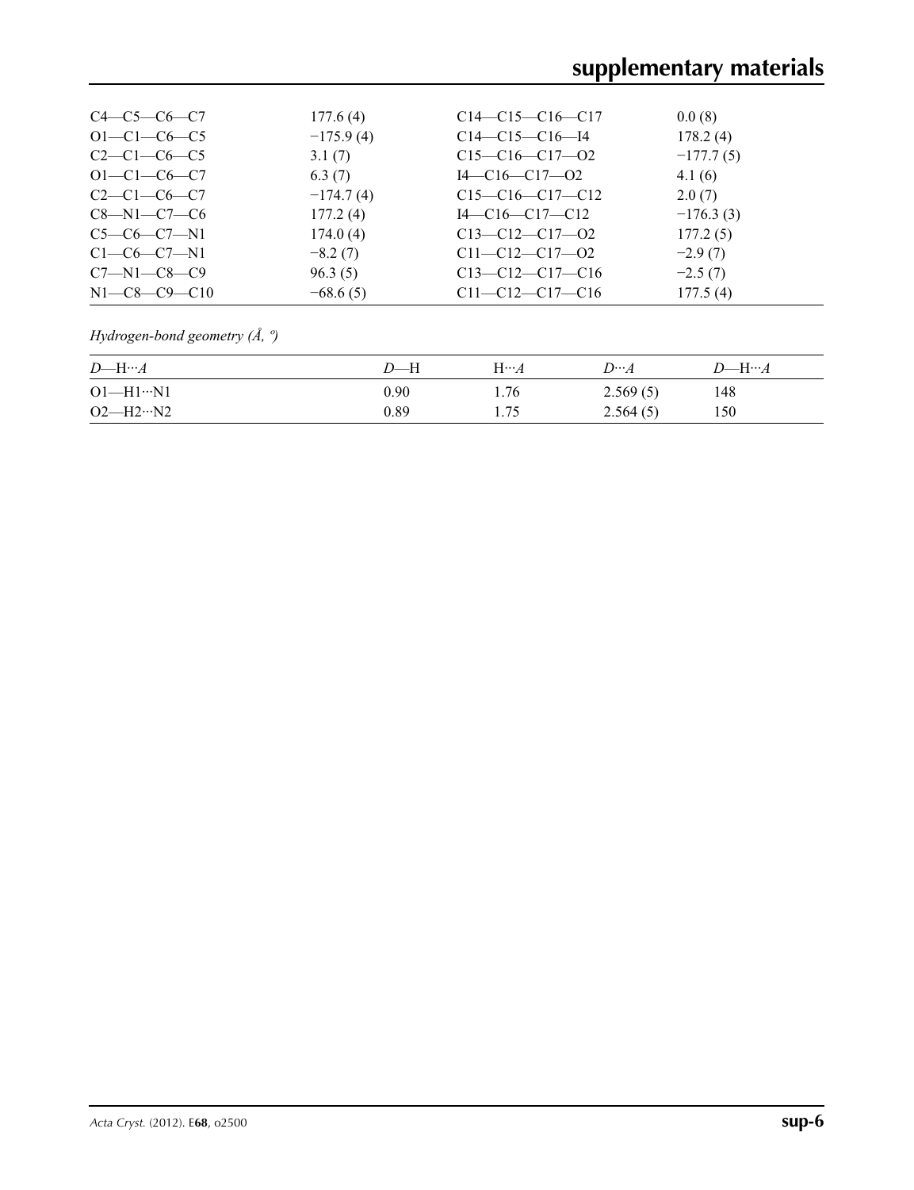| | | | |
|---|---|---|---|
| C4—C5—C6—C7 | 177.6 (4) | C14—C15—C16—C17 | 0.0 (8) |
| O1—C1—C6—C5 | −175.9 (4) | C14—C15—C16—I4 | 178.2 (4) |
| C2—C1—C6—C5 | 3.1 (7) | C15—C16—C17—O2 | −177.7 (5) |
| O1—C1—C6—C7 | 6.3 (7) | I4—C16—C17—O2 | 4.1 (6) |
| C2—C1—C6—C7 | −174.7 (4) | C15—C16—C17—C12 | 2.0 (7) |
| C8—N1—C7—C6 | 177.2 (4) | I4—C16—C17—C12 | −176.3 (3) |
| C5—C6—C7—N1 | 174.0 (4) | C13—C12—C17—O2 | 177.2 (5) |
| C1—C6—C7—N1 | −8.2 (7) | C11—C12—C17—O2 | −2.9 (7) |
| C7—N1—C8—C9 | 96.3 (5) | C13—C12—C17—C16 | −2.5 (7) |
| N1—C8—C9—C10 | −68.6 (5) | C11—C12—C17—C16 | 177.5 (4) |

*Hydrogen-bond geometry (Å, º)*

| *D*—H···*A* | *D*—H | H···*A* | *D*···*A* | *D*—H···*A* |
|---|---|---|---|---|
| O1—H1···N1 | 0.90 | 1.76 | 2.569 (5) | 148 |
| O2—H2···N2 | 0.89 | 1.75 | 2.564 (5) | 150 |